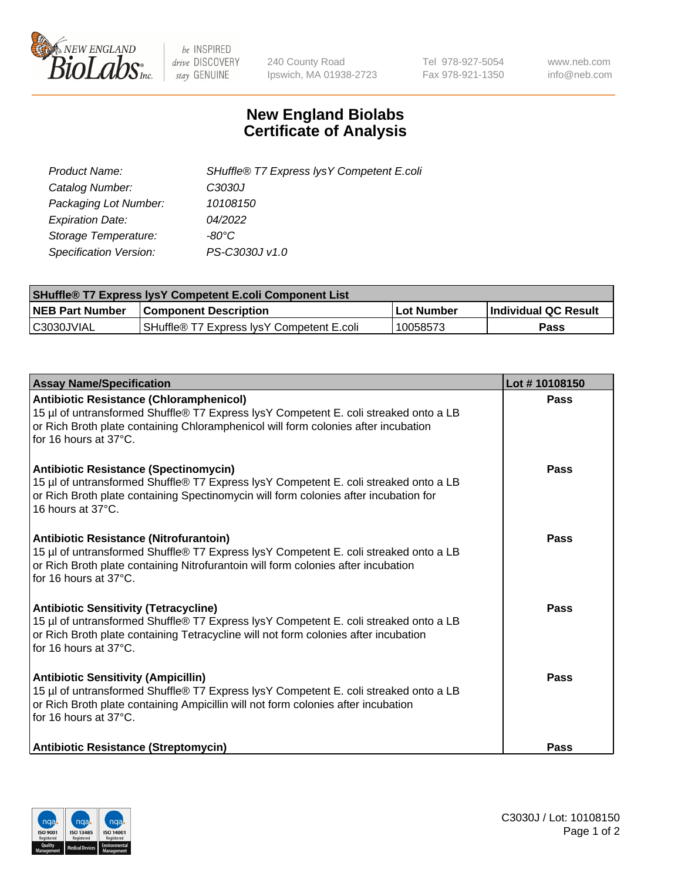240 County Road
Ipswich, MA 01938-2723

Tel 978-927-5054
Fax 978-921-1350

www.neb.com
info@neb.com

# New England Biolabs
# Certificate of Analysis

| | |
|---|---|
| *Product Name:* | *SHuffle® T7 Express lysY Competent E.coli* |
| *Catalog Number:* | *C3030J* |
| *Packaging Lot Number:* | *10108150* |
| *Expiration Date:* | *04/2022* |
| *Storage Temperature:* | *-80°C* |
| *Specification Version:* | *PS-C3030J v1.0* |

| SHuffle® T7 Express lysY Competent E.coli Component List | | | |
|---|---|---|---|
| **NEB Part Number** | **Component Description** | **Lot Number** | **Individual QC Result** |
| C3030JVIAL | SHuffle® T7 Express lysY Competent E.coli | 10058573 | **Pass** |

| Assay Name/Specification | Lot # 10108150 |
|---|---|
| **Antibiotic Resistance (Chloramphenicol)**<br>15 µl of untransformed Shuffle® T7 Express lysY Competent E. coli streaked onto a LB or Rich Broth plate containing Chloramphenicol will form colonies after incubation for 16 hours at 37°C. | **Pass** |
| **Antibiotic Resistance (Spectinomycin)**<br>15 µl of untransformed Shuffle® T7 Express lysY Competent E. coli streaked onto a LB or Rich Broth plate containing Spectinomycin will form colonies after incubation for 16 hours at 37°C. | **Pass** |
| **Antibiotic Resistance (Nitrofurantoin)**<br>15 µl of untransformed Shuffle® T7 Express lysY Competent E. coli streaked onto a LB or Rich Broth plate containing Nitrofurantoin will form colonies after incubation for 16 hours at 37°C. | **Pass** |
| **Antibiotic Sensitivity (Tetracycline)**<br>15 µl of untransformed Shuffle® T7 Express lysY Competent E. coli streaked onto a LB or Rich Broth plate containing Tetracycline will not form colonies after incubation for 16 hours at 37°C. | **Pass** |
| **Antibiotic Sensitivity (Ampicillin)**<br>15 µl of untransformed Shuffle® T7 Express lysY Competent E. coli streaked onto a LB or Rich Broth plate containing Ampicillin will not form colonies after incubation for 16 hours at 37°C. | **Pass** |
| **Antibiotic Resistance (Streptomycin)** | **Pass** |

C3030J / Lot: 10108150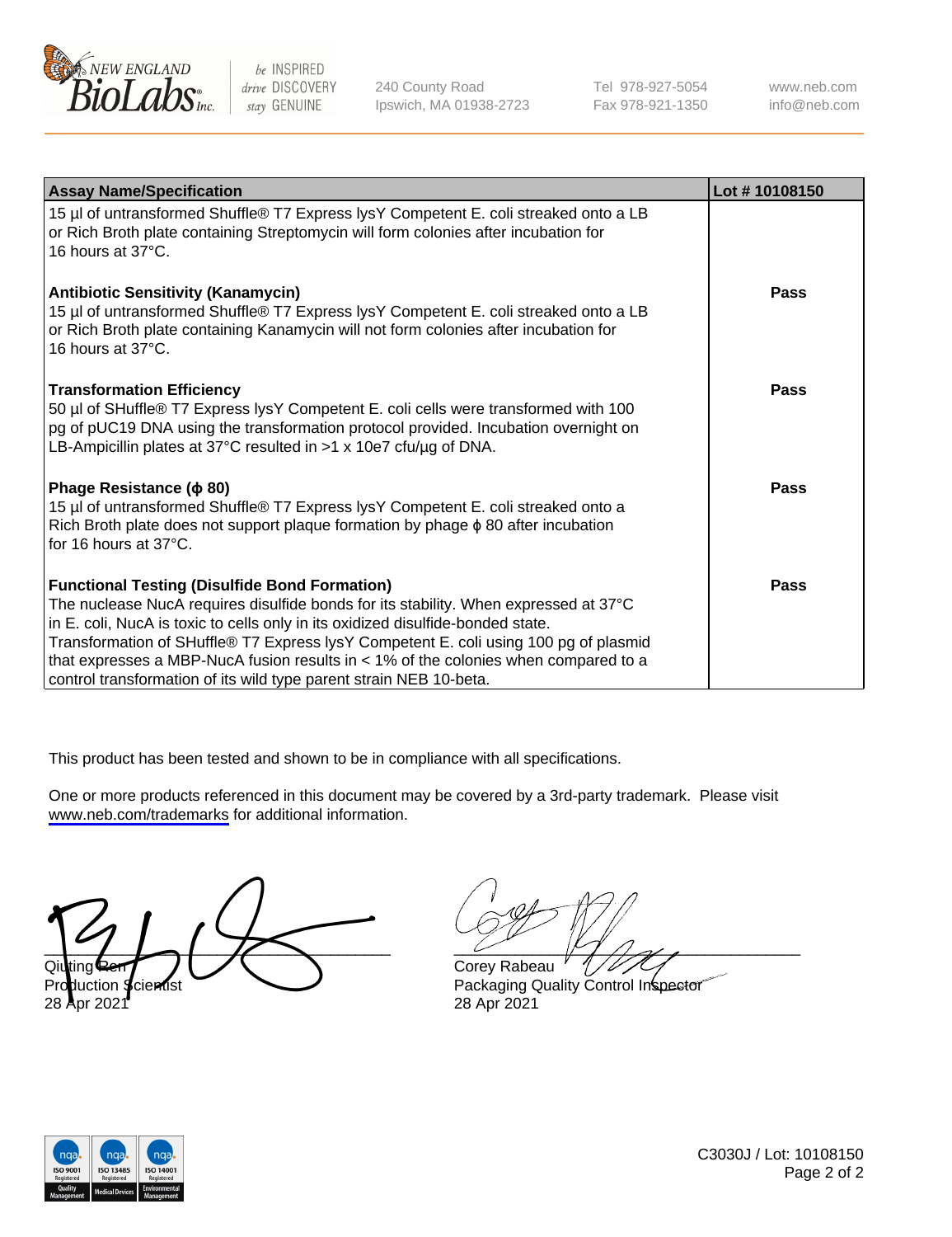| Assay Name/Specification | Lot # 10108150 |
|---|---|
| 15 µl of untransformed Shuffle® T7 Express lysY Competent E. coli streaked onto a LB or Rich Broth plate containing Streptomycin will form colonies after incubation for 16 hours at 37°C. | |
| **Antibiotic Sensitivity (Kanamycin)**<br>15 µl of untransformed Shuffle® T7 Express lysY Competent E. coli streaked onto a LB or Rich Broth plate containing Kanamycin will not form colonies after incubation for 16 hours at 37°C. | **Pass** |
| **Transformation Efficiency**<br>50 µl of SHuffle® T7 Express lysY Competent E. coli cells were transformed with 100 pg of pUC19 DNA using the transformation protocol provided. Incubation overnight on LB-Ampicillin plates at 37°C resulted in >1 x 10e7 cfu/µg of DNA. | **Pass** |
| **Phage Resistance (ϕ 80)**<br>15 µl of untransformed Shuffle® T7 Express lysY Competent E. coli streaked onto a Rich Broth plate does not support plaque formation by phage ϕ 80 after incubation for 16 hours at 37°C. | **Pass** |
| **Functional Testing (Disulfide Bond Formation)**<br>The nuclease NucA requires disulfide bonds for its stability. When expressed at 37°C in E. coli, NucA is toxic to cells only in its oxidized disulfide-bonded state. Transformation of SHuffle® T7 Express lysY Competent E. coli using 100 pg of plasmid that expresses a MBP-NucA fusion results in < 1% of the colonies when compared to a control transformation of its wild type parent strain NEB 10-beta. | **Pass** |

This product has been tested and shown to be in compliance with all specifications.

One or more products referenced in this document may be covered by a 3rd-party trademark. Please visit www.neb.com/trademarks for additional information.

Qiuting Ren
Production Scientist
28 Apr 2021

Corey Rabeau
Packaging Quality Control Inspector
28 Apr 2021

C3030J / Lot: 10108150